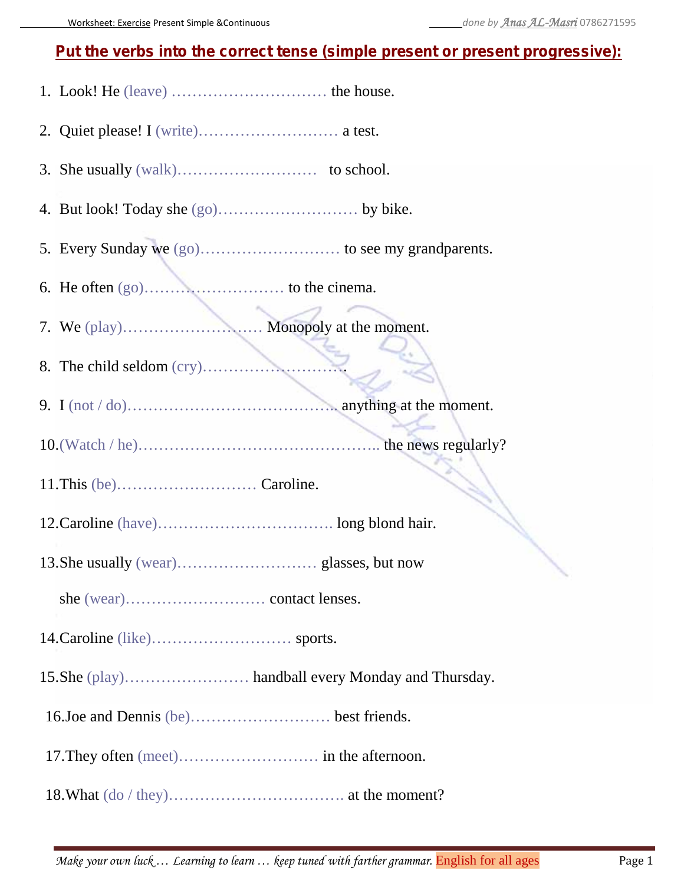## Put the verbs into the correct tense (simple present or present progressive):

1. Look! He (leave) ………………………… the house.
2. Quiet please! I (write)……………………… a test.
3. She usually (walk)……………………… to school.
4. But look! Today she (go)……………………… by bike.
5. Every Sunday we (go)……………………… to see my grandparents.
6. He often (go)……………………… to the cinema.
7. We (play)……………………… Monopoly at the moment.
8. The child seldom (cry)……………………….
9. I (not / do)………………………………….. anything at the moment.
10. (Watch / he)……………………………………….. the news regularly?
11. This (be)……………………… Caroline.
12. Caroline (have)……………………………. long blond hair.
13. She usually (wear)……………………… glasses, but now she (wear)……………………… contact lenses.
14. Caroline (like)……………………… sports.
15. She (play)…………………… handball every Monday and Thursday.
16. Joe and Dennis (be)……………………… best friends.
17. They often (meet)……………………… in the afternoon.
18. What (do / they)……………………………. at the moment?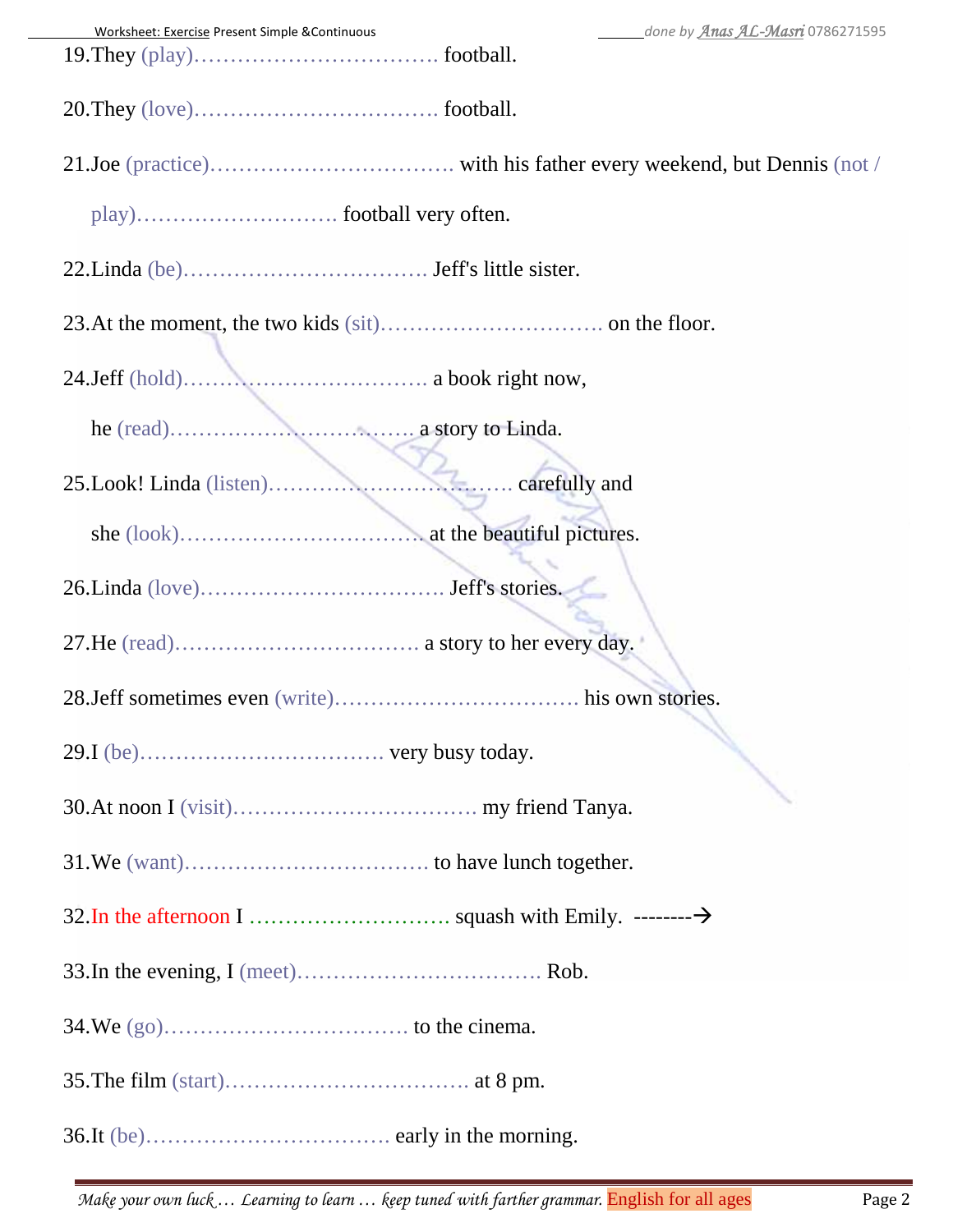19. They (play)……………………………. football.

20. They (love)……………………………. football.

21. Joe (practice)……………………………. with his father every weekend, but Dennis (not / play)………………………. football very often.

22. Linda (be)……………………………. Jeff's little sister.

23. At the moment, the two kids (sit)…………………………. on the floor.

24. Jeff (hold)……………………………. a book right now,

he (read)……………………………. a story to Linda.

25. Look! Linda (listen)……………………………. carefully and

she (look)……………………………. at the beautiful pictures.

26. Linda (love)……………………………. Jeff's stories.

27. He (read)……………………………. a story to her every day.

28. Jeff sometimes even (write)……………………………. his own stories.

29. I (be)……………………………. very busy today.

30. At noon I (visit)……………………………. my friend Tanya.

31. We (want)……………………………. to have lunch together.

32. In the afternoon I ………………………. squash with Emily. --------→

33. In the evening, I (meet)……………………………. Rob.

34. We (go)……………………………. to the cinema.

35. The film (start)……………………………. at 8 pm.

36. It (be)……………………………. early in the morning.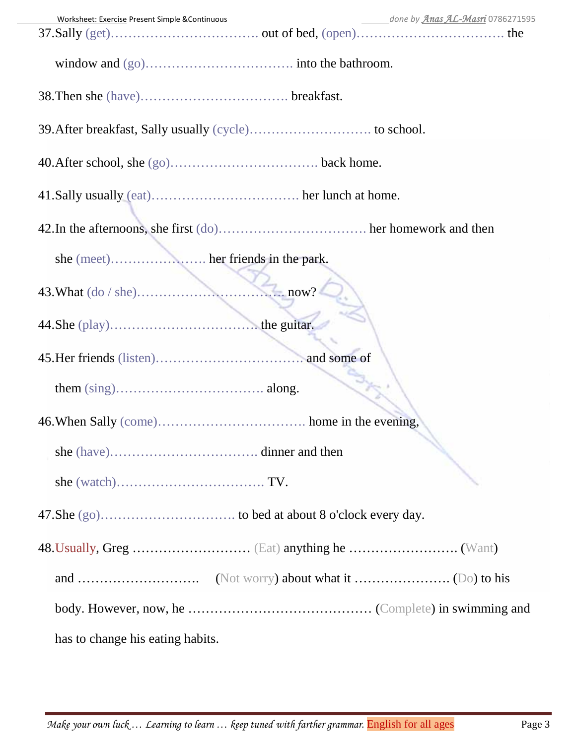37. Sally (get)……………………………. out of bed, (open)……………………………. the window and (go)……………………………. into the bathroom.

38. Then she (have)……………………………. breakfast.

39. After breakfast, Sally usually (cycle)………………………. to school.

40. After school, she (go)……………………………. back home.

41. Sally usually (eat)……………………………. her lunch at home.

42. In the afternoons, she first (do)……………………………. her homework and then she (meet)…………………. her friends in the park.

43. What (do / she)……………………………. now?

44. She (play)……………………………. the guitar.

45. Her friends (listen)……………………………. and some of them (sing)……………………………. along.

46. When Sally (come)……………………………. home in the evening, she (have)……………………………. dinner and then she (watch)……………………………. TV.

47. She (go)…………………………. to bed at about 8 o'clock every day.

48. Usually, Greg ……………………… (Eat) anything he ……………………. (Want) and ………………………. (Not worry) about what it …………………. (Do) to his body. However, now, he ……………………………………. (Complete) in swimming and has to change his eating habits.